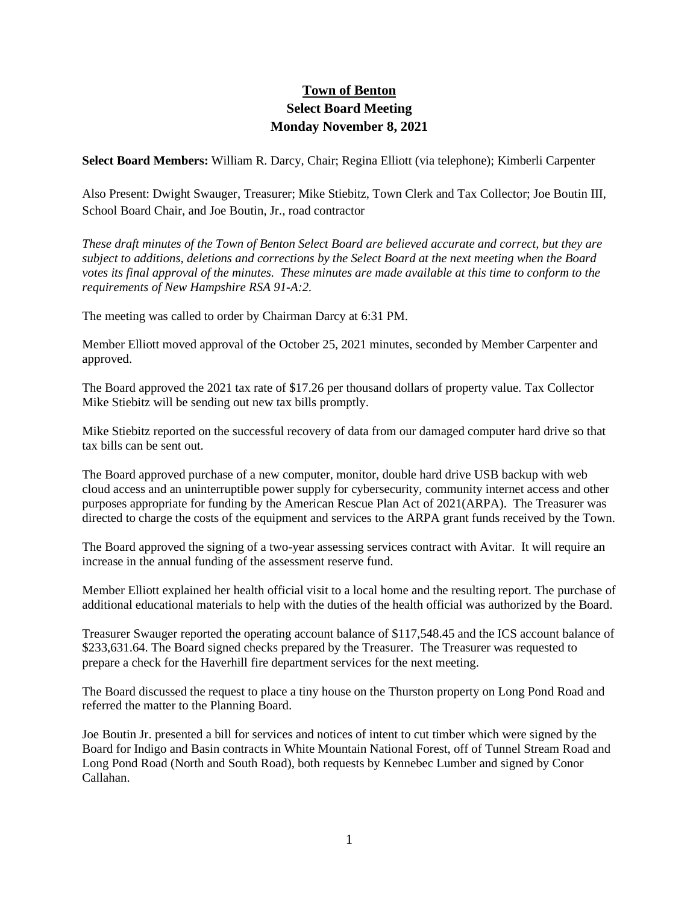# Town of Benton

## Select Board Meeting

## Monday November 8, 2021

**Select Board Members:** William R. Darcy, Chair; Regina Elliott (via telephone); Kimberli Carpenter

Also Present: Dwight Swauger, Treasurer; Mike Stiebitz, Town Clerk and Tax Collector; Joe Boutin III, School Board Chair, and Joe Boutin, Jr., road contractor

*These draft minutes of the Town of Benton Select Board are believed accurate and correct, but they are subject to additions, deletions and corrections by the Select Board at the next meeting when the Board votes its final approval of the minutes. These minutes are made available at this time to conform to the requirements of New Hampshire RSA 91-A:2.*

The meeting was called to order by Chairman Darcy at 6:31 PM.

Member Elliott moved approval of the October 25, 2021 minutes, seconded by Member Carpenter and approved.

The Board approved the 2021 tax rate of $17.26 per thousand dollars of property value. Tax Collector Mike Stiebitz will be sending out new tax bills promptly.

Mike Stiebitz reported on the successful recovery of data from our damaged computer hard drive so that tax bills can be sent out.

The Board approved purchase of a new computer, monitor, double hard drive USB backup with web cloud access and an uninterruptible power supply for cybersecurity, community internet access and other purposes appropriate for funding by the American Rescue Plan Act of 2021(ARPA). The Treasurer was directed to charge the costs of the equipment and services to the ARPA grant funds received by the Town.

The Board approved the signing of a two-year assessing services contract with Avitar. It will require an increase in the annual funding of the assessment reserve fund.

Member Elliott explained her health official visit to a local home and the resulting report. The purchase of additional educational materials to help with the duties of the health official was authorized by the Board.

Treasurer Swauger reported the operating account balance of $117,548.45 and the ICS account balance of $233,631.64. The Board signed checks prepared by the Treasurer. The Treasurer was requested to prepare a check for the Haverhill fire department services for the next meeting.

The Board discussed the request to place a tiny house on the Thurston property on Long Pond Road and referred the matter to the Planning Board.

Joe Boutin Jr. presented a bill for services and notices of intent to cut timber which were signed by the Board for Indigo and Basin contracts in White Mountain National Forest, off of Tunnel Stream Road and Long Pond Road (North and South Road), both requests by Kennebec Lumber and signed by Conor Callahan.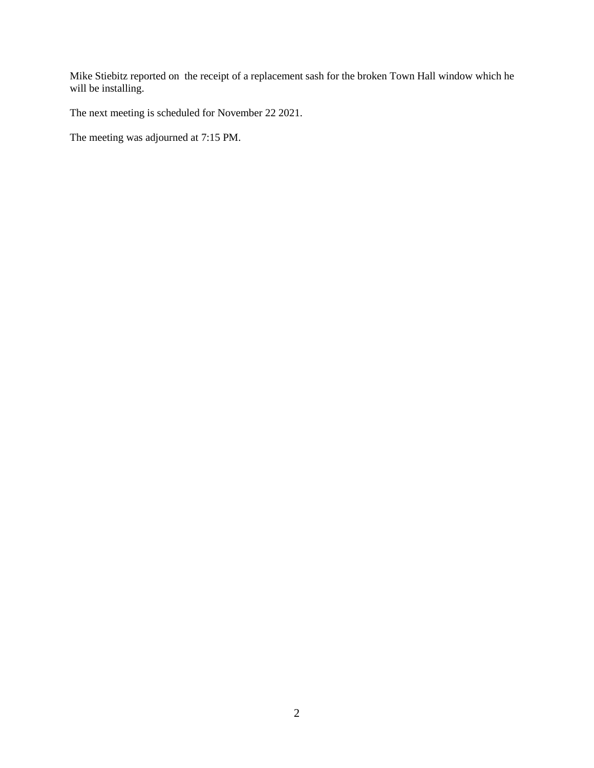Mike Stiebitz reported on  the receipt of a replacement sash for the broken Town Hall window which he will be installing.

The next meeting is scheduled for November 22 2021.

The meeting was adjourned at 7:15 PM.